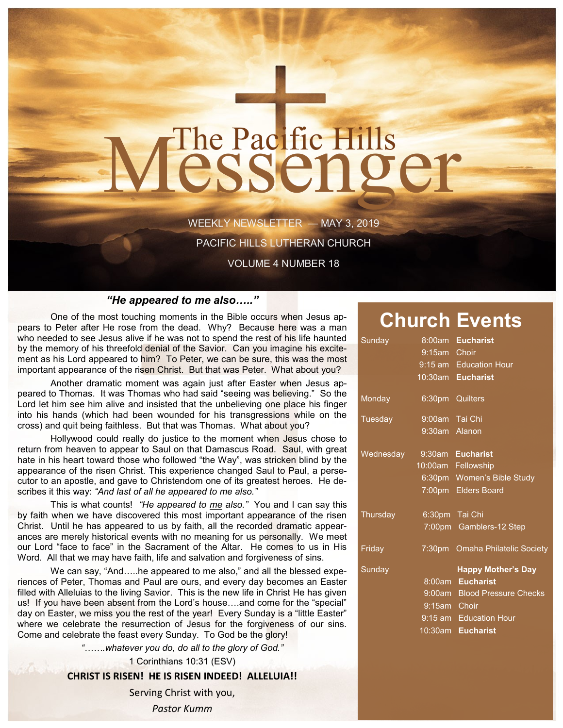# The Pacific Hills Messenger

WEEKLY NEWSLETTER — MAY 3, 2019

PACIFIC HILLS LUTHERAN CHURCH

VOLUME 4 NUMBER 18

## *"He appeared to me also….."*

One of the most touching moments in the Bible occurs when Jesus appears to Peter after He rose from the dead. Why? Because here was a man who needed to see Jesus alive if he was not to spend the rest of his life haunted by the memory of his threefold denial of the Savior. Can you imagine his excitement as his Lord appeared to him? To Peter, we can be sure, this was the most important appearance of the risen Christ. But that was Peter. What about you?

Another dramatic moment was again just after Easter when Jesus appeared to Thomas. It was Thomas who had said "seeing was believing." So the Lord let him see him alive and insisted that the unbelieving one place his finger into his hands (which had been wounded for his transgressions while on the cross) and quit being faithless. But that was Thomas. What about you?

Hollywood could really do justice to the moment when Jesus chose to return from heaven to appear to Saul on that Damascus Road. Saul, with great hate in his heart toward those who followed "the Way", was stricken blind by the appearance of the risen Christ. This experience changed Saul to Paul, a persecutor to an apostle, and gave to Christendom one of its greatest heroes. He describes it this way: *"And last of all he appeared to me also."*

This is what counts! *"He appeared to me also."* You and I can say this by faith when we have discovered this most important appearance of the risen Christ. Until he has appeared to us by faith, all the recorded dramatic appearances are merely historical events with no meaning for us personally. We meet our Lord "face to face" in the Sacrament of the Altar. He comes to us in His Word. All that we may have faith, life and salvation and forgiveness of sins.

We can say, "And…..he appeared to me also," and all the blessed experiences of Peter, Thomas and Paul are ours, and every day becomes an Easter filled with Alleluias to the living Savior. This is the new life in Christ He has given us! If you have been absent from the Lord's house….and come for the "special" day on Easter, we miss you the rest of the year! Every Sunday is a "little Easter" where we celebrate the resurrection of Jesus for the forgiveness of our sins. Come and celebrate the feast every Sunday. To God be the glory!

*"…….whatever you do, do all to the glory of God."*

1 Corinthians 10:31 (ESV)

**CHRIST IS RISEN! HE IS RISEN INDEED! ALLELUIA!!**

Serving Christ with you,

*Pastor Kumm*

## Church Events

| Day | Time | Event |
|---|---|---|
| Sunday | 8:00am | **Eucharist** |
| | 9:15am | Choir |
| | 9:15 am | Education Hour |
| | 10:30am | **Eucharist** |
| Monday | 6:30pm | Quilters |
| Tuesday | 9:00am | Tai Chi |
| | 9:30am | Alanon |
| Wednesday | 9:30am | **Eucharist** |
| | 10:00am | Fellowship |
| | 6:30pm | Women's Bible Study |
| | 7:00pm | Elders Board |
| Thursday | 6:30pm | Tai Chi |
| | 7:00pm | Gamblers-12 Step |
| Friday | 7:30pm | Omaha Philatelic Society |
| Sunday | | **Happy Mother's Day** |
| | 8:00am | **Eucharist** |
| | 9:00am | Blood Pressure Checks |
| | 9:15am | Choir |
| | 9:15 am | Education Hour |
| | 10:30am | **Eucharist** |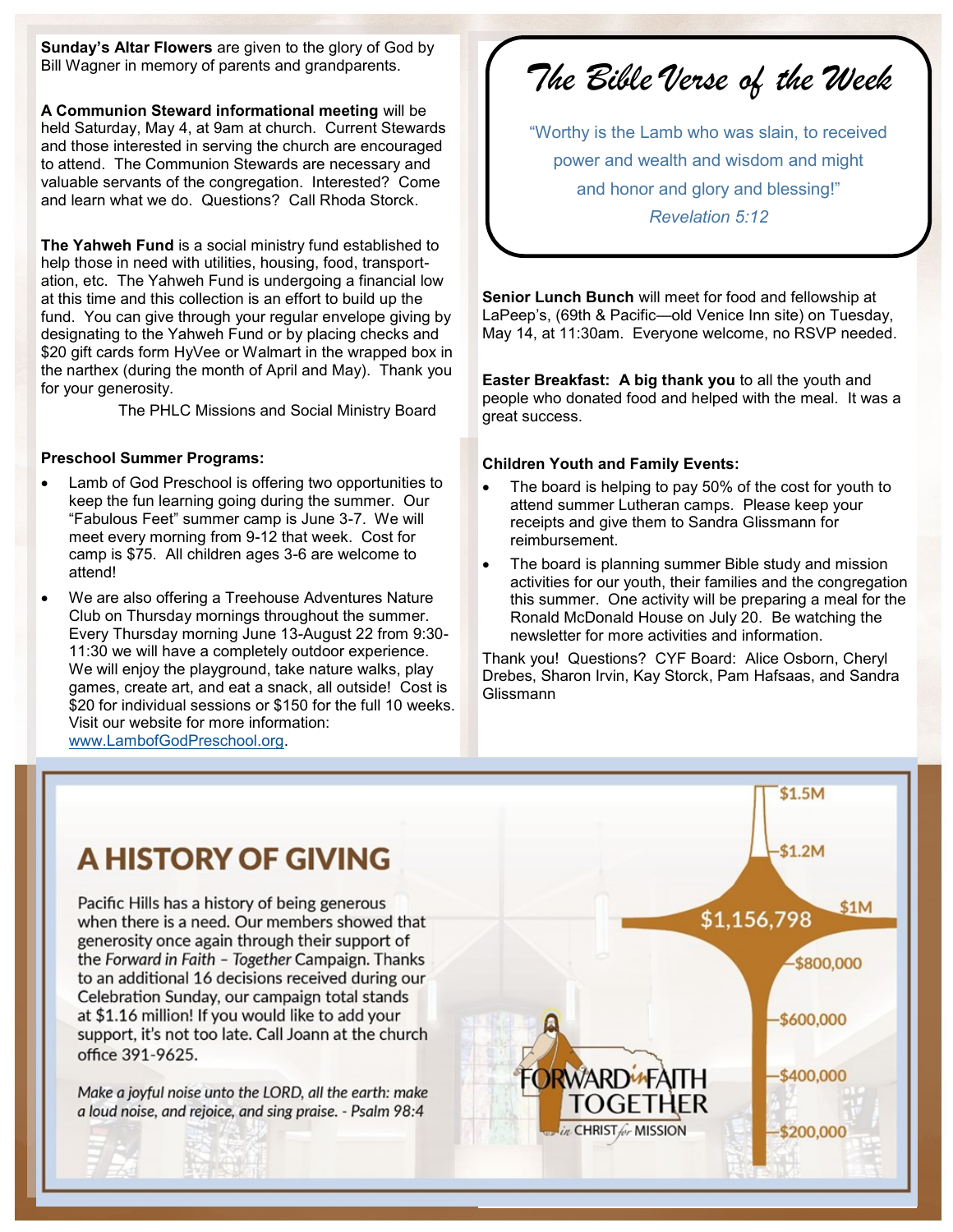**Sunday's Altar Flowers** are given to the glory of God by Bill Wagner in memory of parents and grandparents.

**A Communion Steward informational meeting** will be held Saturday, May 4, at 9am at church. Current Stewards and those interested in serving the church are encouraged to attend. The Communion Stewards are necessary and valuable servants of the congregation. Interested? Come and learn what we do. Questions? Call Rhoda Storck.

**The Yahweh Fund** is a social ministry fund established to help those in need with utilities, housing, food, transportation, etc. The Yahweh Fund is undergoing a financial low at this time and this collection is an effort to build up the fund. You can give through your regular envelope giving by designating to the Yahweh Fund or by placing checks and $20 gift cards form HyVee or Walmart in the wrapped box in the narthex (during the month of April and May). Thank you for your generosity.

The PHLC Missions and Social Ministry Board

**Preschool Summer Programs:**

- Lamb of God Preschool is offering two opportunities to keep the fun learning going during the summer. Our "Fabulous Feet" summer camp is June 3-7. We will meet every morning from 9-12 that week. Cost for camp is $75. All children ages 3-6 are welcome to attend!
- We are also offering a Treehouse Adventures Nature Club on Thursday mornings throughout the summer. Every Thursday morning June 13-August 22 from 9:30-11:30 we will have a completely outdoor experience. We will enjoy the playground, take nature walks, play games, create art, and eat a snack, all outside! Cost is $20 for individual sessions or $150 for the full 10 weeks. Visit our website for more information: www.LambofGodPreschool.org.

## *The Bible Verse of the Week*

"Worthy is the Lamb who was slain, to received power and wealth and wisdom and might and honor and glory and blessing!"

*Revelation 5:12*

**Senior Lunch Bunch** will meet for food and fellowship at LaPeep's, (69th & Pacific—old Venice Inn site) on Tuesday, May 14, at 11:30am. Everyone welcome, no RSVP needed.

**Easter Breakfast: A big thank you** to all the youth and people who donated food and helped with the meal. It was a great success.

**Children Youth and Family Events:**

- The board is helping to pay 50% of the cost for youth to attend summer Lutheran camps. Please keep your receipts and give them to Sandra Glissmann for reimbursement.
- The board is planning summer Bible study and mission activities for our youth, their families and the congregation this summer. One activity will be preparing a meal for the Ronald McDonald House on July 20. Be watching the newsletter for more activities and information.

Thank you! Questions? CYF Board: Alice Osborn, Cheryl Drebes, Sharon Irvin, Kay Storck, Pam Hafsaas, and Sandra Glissmann

## A HISTORY OF GIVING

Pacific Hills has a history of being generous when there is a need. Our members showed that generosity once again through their support of the *Forward in Faith – Together* Campaign. Thanks to an additional 16 decisions received during our Celebration Sunday, our campaign total stands at $1.16 million! If you would like to add your support, it's not too late. Call Joann at the church office 391-9625.

*Make a joyful noise unto the LORD, all the earth: make a loud noise, and rejoice, and sing praise. - Psalm 98:4*

$1.5M
$1.2M
$1M
$1,156,798
$800,000
$600,000
$400,000
$200,000

FORWARD in FAITH TOGETHER
in CHRIST for MISSION